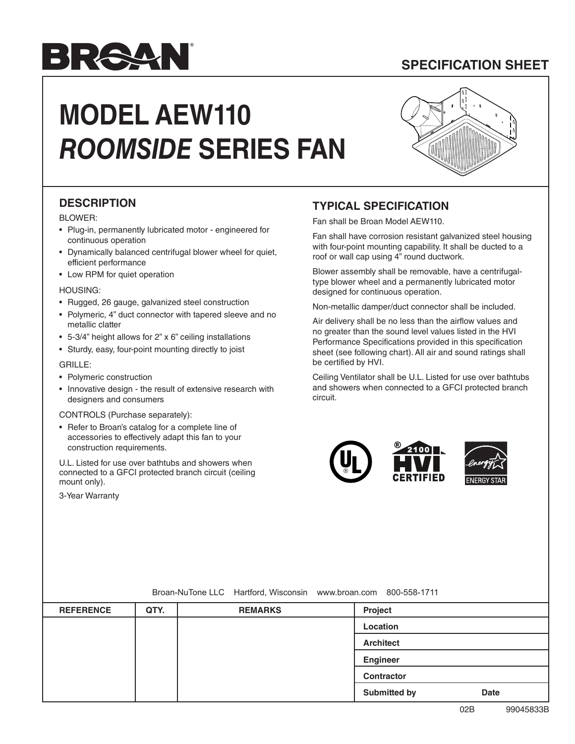# BROAN

## SPECIFICATION SHEET

# MODEL AEW110 *ROOMSIDE* SERIES FAN

## DESCRIPTION

BLOWER:

- Plug-in, permanently lubricated motor - engineered for continuous operation
- Dynamically balanced centrifugal blower wheel for quiet, efficient performance
- Low RPM for quiet operation

HOUSING:

- Rugged, 26 gauge, galvanized steel construction
- Polymeric, 4" duct connector with tapered sleeve and no metallic clatter
- 5-3/4" height allows for 2" x 6" ceiling installations
- Sturdy, easy, four-point mounting directly to joist

GRILLE:

- Polymeric construction
- Innovative design - the result of extensive research with designers and consumers

CONTROLS (Purchase separately):

- Refer to Broan's catalog for a complete line of accessories to effectively adapt this fan to your construction requirements.

U.L. Listed for use over bathtubs and showers when connected to a GFCI protected branch circuit (ceiling mount only).

3-Year Warranty

## TYPICAL SPECIFICATION

Fan shall be Broan Model AEW110.

Fan shall have corrosion resistant galvanized steel housing with four-point mounting capability. It shall be ducted to a roof or wall cap using 4" round ductwork.

Blower assembly shall be removable, have a centrifugal-type blower wheel and a permanently lubricated motor designed for continuous operation.

Non-metallic damper/duct connector shall be included.

Air delivery shall be no less than the airflow values and no greater than the sound level values listed in the HVI Performance Specifications provided in this specification sheet (see following chart). All air and sound ratings shall be certified by HVI.

Ceiling Ventilator shall be U.L. Listed for use over bathtubs and showers when connected to a GFCI protected branch circuit.

UL® | HVI® 2100 CERTIFIED | ENERGY STAR

Broan-NuTone LLC Hartford, Wisconsin www.broan.com 800-558-1711

| REFERENCE | QTY. | REMARKS | Project |
|---|---|---|---|
| | | | Location |
| | | | Architect |
| | | | Engineer |
| | | | Contractor |
| | | | Submitted by Date |

02B 99045833B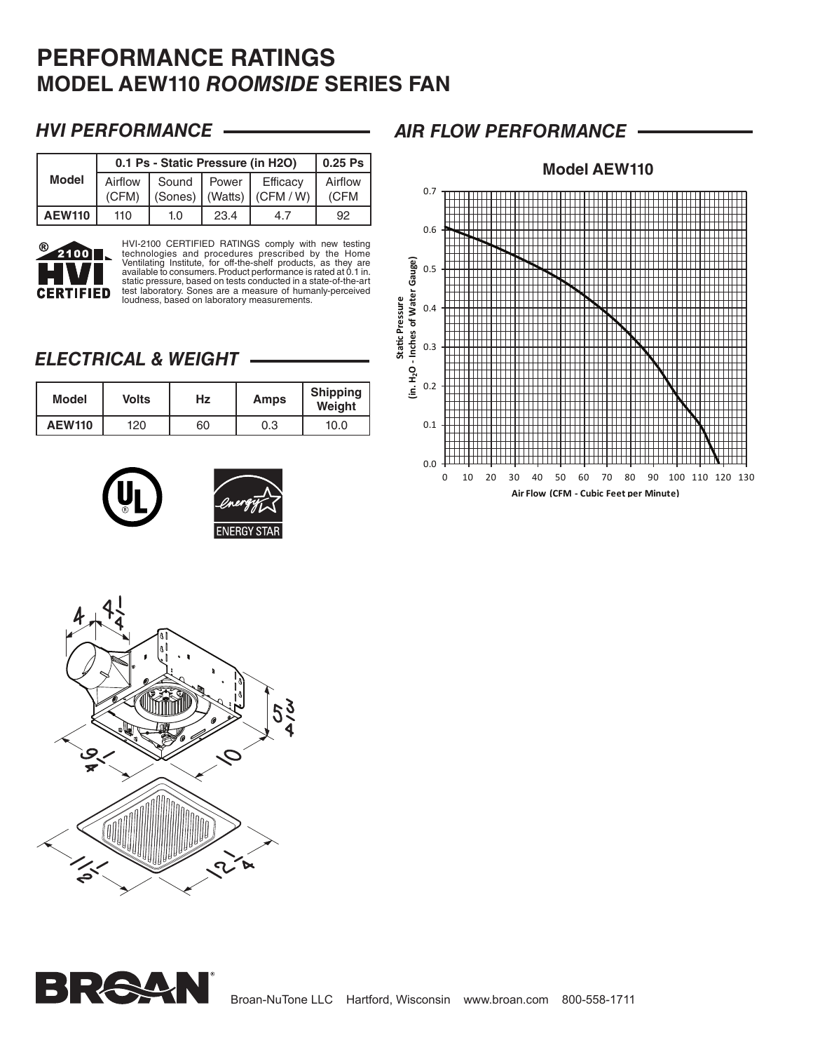# PERFORMANCE RATINGS
## MODEL AEW110 *ROOMSIDE* SERIES FAN

### *HVI PERFORMANCE*

| Model | 0.1 Ps - Static Pressure (in H2O) | | | | 0.25 Ps |
|---|---|---|---|---|---|
| | Airflow (CFM) | Sound (Sones) | Power (Watts) | Efficacy (CFM / W) | Airflow (CFM |
| **AEW110** | 110 | 1.0 | 23.4 | 4.7 | 92 |

HVI-2100 CERTIFIED RATINGS comply with new testing technologies and procedures prescribed by the Home Ventilating Institute, for off-the-shelf products, as they are available to consumers. Product performance is rated at 0.1 in. static pressure, based on tests conducted in a state-of-the-art test laboratory. Sones are a measure of humanly-perceived loudness, based on laboratory measurements.

### *ELECTRICAL & WEIGHT*

| Model | Volts | Hz | Amps | Shipping Weight |
|---|---|---|---|---|
| **AEW110** | 120 | 60 | 0.3 | 10.0 |

### *AIR FLOW PERFORMANCE*

**Model AEW110**

Static Pressure (in. $H_2O$ - Inches of Water Gauge)

0.7
0.6
0.5
0.4
0.3
0.2
0.1
0.0

0 10 20 30 40 50 60 70 80 90 100 110 120 130

Air Flow (CFM - Cubic Feet per Minute)

4
4 1/4
5 3/4
9 1/4
10
11 1/2
12 1/4

Broan-NuTone LLC Hartford, Wisconsin www.broan.com 800-558-1711